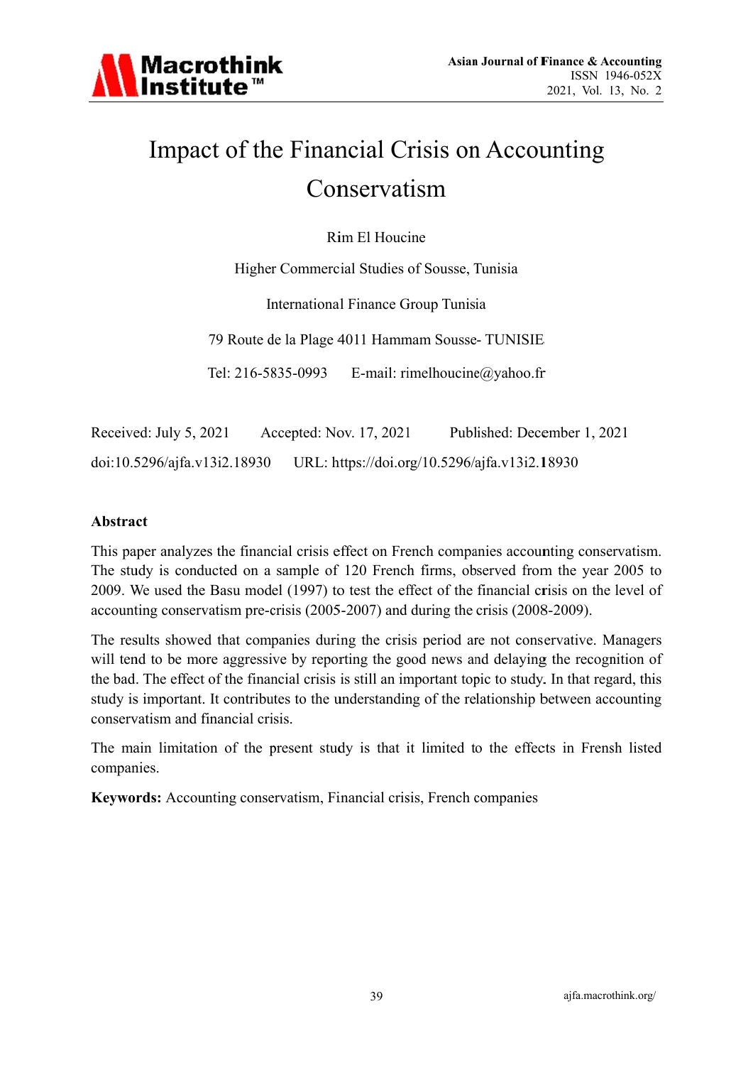# Impact of the Financial Crisis on Accounting Conservatism

Rim El Houcine

Higher Commercial Studies of Sousse, Tunisia

International Finance Group Tunisia

79 Route de la Plage 4011 Hammam Sousse- TUNISIE

Tel: 216-5835-0993 E-mail: rimelhoucine@yahoo.fr

Received: July 5, 2021 Accepted: Nov. 17, 2021 Published: December 1, 2021

doi:10.5296/ajfa.v13i2.18930 URL: https://doi.org/10.5296/ajfa.v13i2.18930

## Abstract

This paper analyzes the financial crisis effect on French companies accounting conservatism. The study is conducted on a sample of 120 French firms, observed from the year 2005 to 2009. We used the Basu model (1997) to test the effect of the financial crisis on the level of accounting conservatism pre-crisis (2005-2007) and during the crisis (2008-2009).

The results showed that companies during the crisis period are not conservative. Managers will tend to be more aggressive by reporting the good news and delaying the recognition of the bad. The effect of the financial crisis is still an important topic to study. In that regard, this study is important. It contributes to the understanding of the relationship between accounting conservatism and financial crisis.

The main limitation of the present study is that it limited to the effects in Frensh listed companies.

**Keywords:** Accounting conservatism, Financial crisis, French companies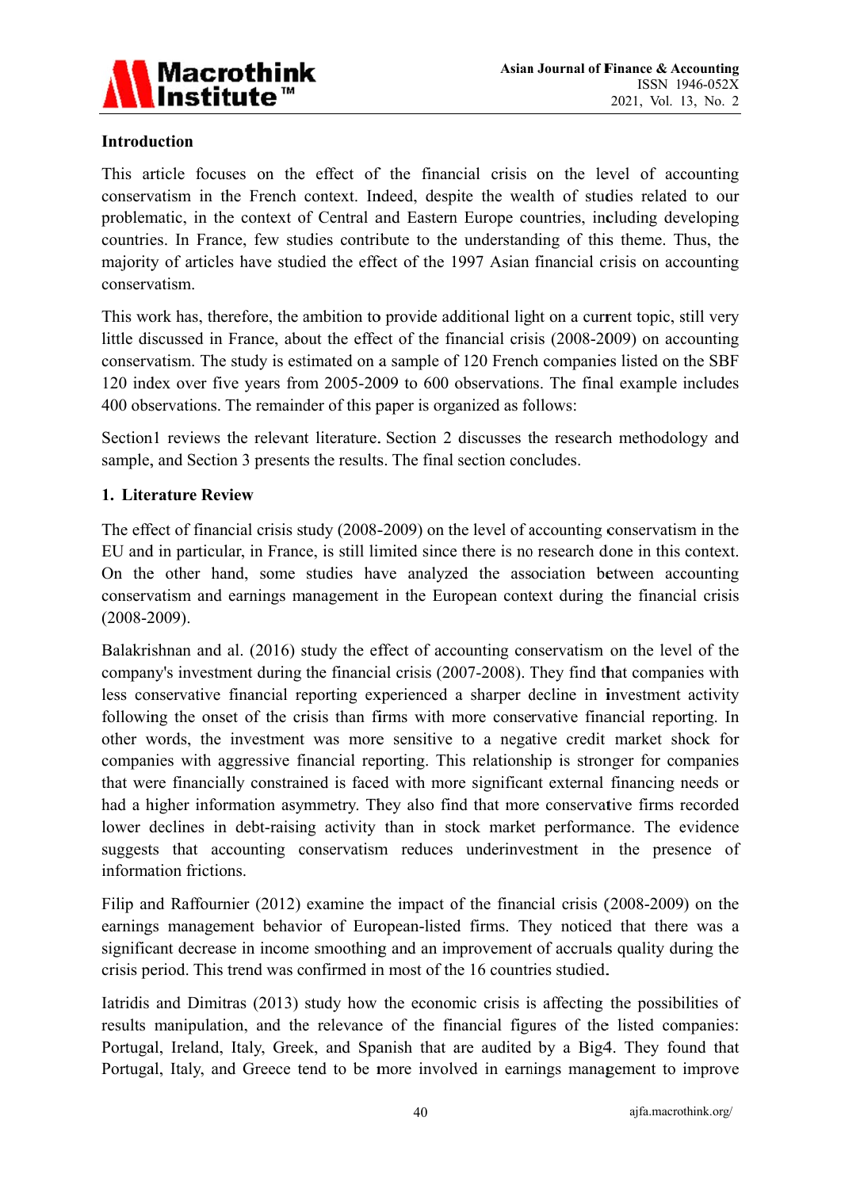## Introduction

This article focuses on the effect of the financial crisis on the level of accounting conservatism in the French context. Indeed, despite the wealth of studies related to our problematic, in the context of Central and Eastern Europe countries, including developing countries. In France, few studies contribute to the understanding of this theme. Thus, the majority of articles have studied the effect of the 1997 Asian financial crisis on accounting conservatism.

This work has, therefore, the ambition to provide additional light on a current topic, still very little discussed in France, about the effect of the financial crisis (2008-2009) on accounting conservatism. The study is estimated on a sample of 120 French companies listed on the SBF 120 index over five years from 2005-2009 to 600 observations. The final example includes 400 observations. The remainder of this paper is organized as follows:

Section1 reviews the relevant literature. Section 2 discusses the research methodology and sample, and Section 3 presents the results. The final section concludes.

## 1. Literature Review

The effect of financial crisis study (2008-2009) on the level of accounting conservatism in the EU and in particular, in France, is still limited since there is no research done in this context. On the other hand, some studies have analyzed the association between accounting conservatism and earnings management in the European context during the financial crisis (2008-2009).

Balakrishnan and al. (2016) study the effect of accounting conservatism on the level of the company's investment during the financial crisis (2007-2008). They find that companies with less conservative financial reporting experienced a sharper decline in investment activity following the onset of the crisis than firms with more conservative financial reporting. In other words, the investment was more sensitive to a negative credit market shock for companies with aggressive financial reporting. This relationship is stronger for companies that were financially constrained is faced with more significant external financing needs or had a higher information asymmetry. They also find that more conservative firms recorded lower declines in debt-raising activity than in stock market performance. The evidence suggests that accounting conservatism reduces underinvestment in the presence of information frictions.

Filip and Raffournier (2012) examine the impact of the financial crisis (2008-2009) on the earnings management behavior of European-listed firms. They noticed that there was a significant decrease in income smoothing and an improvement of accruals quality during the crisis period. This trend was confirmed in most of the 16 countries studied.

Iatridis and Dimitras (2013) study how the economic crisis is affecting the possibilities of results manipulation, and the relevance of the financial figures of the listed companies: Portugal, Ireland, Italy, Greek, and Spanish that are audited by a Big4. They found that Portugal, Italy, and Greece tend to be more involved in earnings management to improve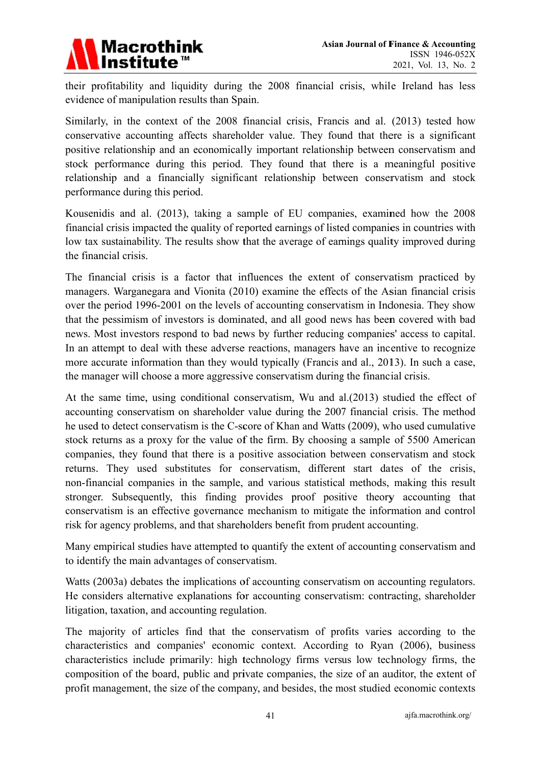their profitability and liquidity during the 2008 financial crisis, while Ireland has less evidence of manipulation results than Spain.

Similarly, in the context of the 2008 financial crisis, Francis and al. (2013) tested how conservative accounting affects shareholder value. They found that there is a significant positive relationship and an economically important relationship between conservatism and stock performance during this period. They found that there is a meaningful positive relationship and a financially significant relationship between conservatism and stock performance during this period.

Kousenidis and al. (2013), taking a sample of EU companies, examined how the 2008 financial crisis impacted the quality of reported earnings of listed companies in countries with low tax sustainability. The results show that the average of earnings quality improved during the financial crisis.

The financial crisis is a factor that influences the extent of conservatism practiced by managers. Warganegara and Vionita (2010) examine the effects of the Asian financial crisis over the period 1996-2001 on the levels of accounting conservatism in Indonesia. They show that the pessimism of investors is dominated, and all good news has been covered with bad news. Most investors respond to bad news by further reducing companies' access to capital. In an attempt to deal with these adverse reactions, managers have an incentive to recognize more accurate information than they would typically (Francis and al., 2013). In such a case, the manager will choose a more aggressive conservatism during the financial crisis.

At the same time, using conditional conservatism, Wu and al.(2013) studied the effect of accounting conservatism on shareholder value during the 2007 financial crisis. The method he used to detect conservatism is the C-score of Khan and Watts (2009), who used cumulative stock returns as a proxy for the value of the firm. By choosing a sample of 5500 American companies, they found that there is a positive association between conservatism and stock returns. They used substitutes for conservatism, different start dates of the crisis, non-financial companies in the sample, and various statistical methods, making this result stronger. Subsequently, this finding provides proof positive theory accounting that conservatism is an effective governance mechanism to mitigate the information and control risk for agency problems, and that shareholders benefit from prudent accounting.

Many empirical studies have attempted to quantify the extent of accounting conservatism and to identify the main advantages of conservatism.

Watts (2003a) debates the implications of accounting conservatism on accounting regulators. He considers alternative explanations for accounting conservatism: contracting, shareholder litigation, taxation, and accounting regulation.

The majority of articles find that the conservatism of profits varies according to the characteristics and companies' economic context. According to Ryan (2006), business characteristics include primarily: high technology firms versus low technology firms, the composition of the board, public and private companies, the size of an auditor, the extent of profit management, the size of the company, and besides, the most studied economic contexts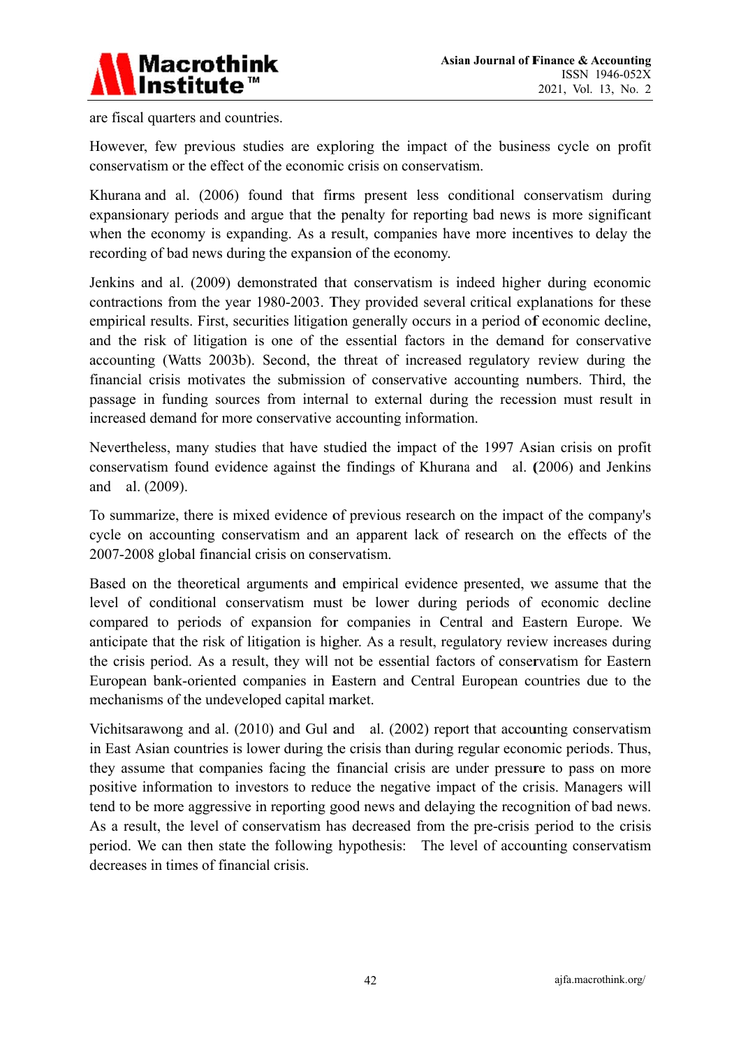are fiscal quarters and countries.

However, few previous studies are exploring the impact of the business cycle on profit conservatism or the effect of the economic crisis on conservatism.

Khurana and al. (2006) found that firms present less conditional conservatism during expansionary periods and argue that the penalty for reporting bad news is more significant when the economy is expanding. As a result, companies have more incentives to delay the recording of bad news during the expansion of the economy.

Jenkins and al. (2009) demonstrated that conservatism is indeed higher during economic contractions from the year 1980-2003. They provided several critical explanations for these empirical results. First, securities litigation generally occurs in a period of economic decline, and the risk of litigation is one of the essential factors in the demand for conservative accounting (Watts 2003b). Second, the threat of increased regulatory review during the financial crisis motivates the submission of conservative accounting numbers. Third, the passage in funding sources from internal to external during the recession must result in increased demand for more conservative accounting information.

Nevertheless, many studies that have studied the impact of the 1997 Asian crisis on profit conservatism found evidence against the findings of Khurana and al. (2006) and Jenkins and al. (2009).

To summarize, there is mixed evidence of previous research on the impact of the company's cycle on accounting conservatism and an apparent lack of research on the effects of the 2007-2008 global financial crisis on conservatism.

Based on the theoretical arguments and empirical evidence presented, we assume that the level of conditional conservatism must be lower during periods of economic decline compared to periods of expansion for companies in Central and Eastern Europe. We anticipate that the risk of litigation is higher. As a result, regulatory review increases during the crisis period. As a result, they will not be essential factors of conservatism for Eastern European bank-oriented companies in Eastern and Central European countries due to the mechanisms of the undeveloped capital market.

Vichitsarawong and al. (2010) and Gul and al. (2002) report that accounting conservatism in East Asian countries is lower during the crisis than during regular economic periods. Thus, they assume that companies facing the financial crisis are under pressure to pass on more positive information to investors to reduce the negative impact of the crisis. Managers will tend to be more aggressive in reporting good news and delaying the recognition of bad news. As a result, the level of conservatism has decreased from the pre-crisis period to the crisis period. We can then state the following hypothesis: The level of accounting conservatism decreases in times of financial crisis.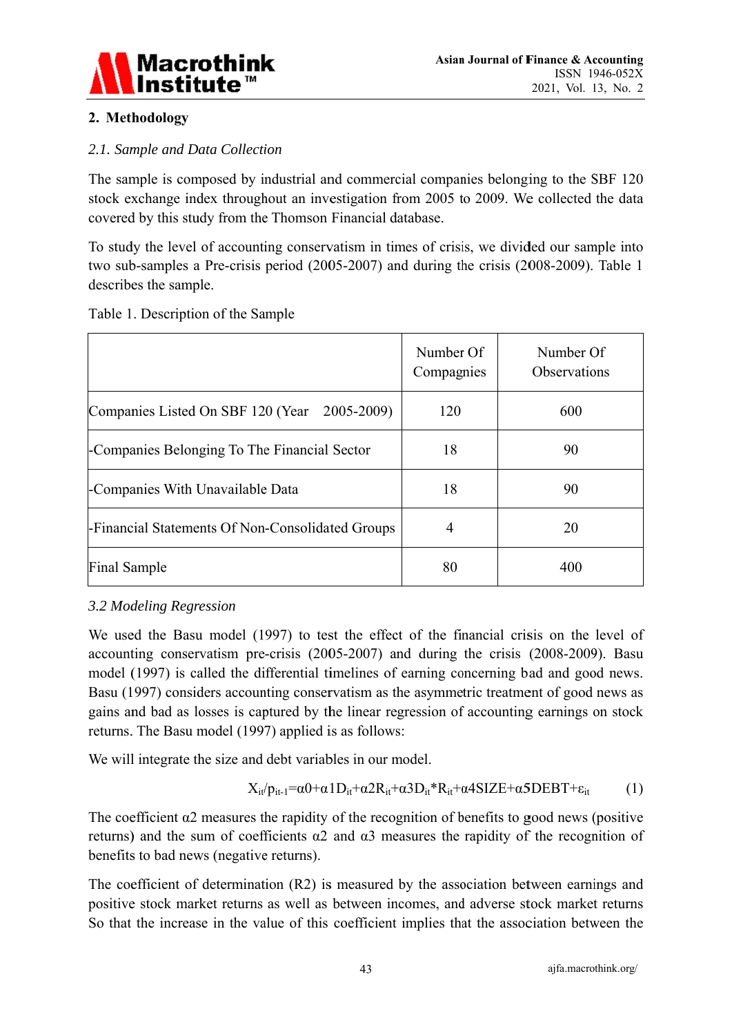## 2. Methodology

### *2.1. Sample and Data Collection*

The sample is composed by industrial and commercial companies belonging to the SBF 120 stock exchange index throughout an investigation from 2005 to 2009. We collected the data covered by this study from the Thomson Financial database.

To study the level of accounting conservatism in times of crisis, we divided our sample into two sub-samples a Pre-crisis period (2005-2007) and during the crisis (2008-2009). Table 1 describes the sample.

Table 1. Description of the Sample

| | Number Of Compagnies | Number Of Observations |
|---|---|---|
| Companies Listed On SBF 120 (Year 2005-2009) | 120 | 600 |
| -Companies Belonging To The Financial Sector | 18 | 90 |
| -Companies With Unavailable Data | 18 | 90 |
| -Financial Statements Of Non-Consolidated Groups | 4 | 20 |
| Final Sample | 80 | 400 |

### *3.2 Modeling Regression*

We used the Basu model (1997) to test the effect of the financial crisis on the level of accounting conservatism pre-crisis (2005-2007) and during the crisis (2008-2009). Basu model (1997) is called the differential timelines of earning concerning bad and good news. Basu (1997) considers accounting conservatism as the asymmetric treatment of good news as gains and bad as losses is captured by the linear regression of accounting earnings on stock returns. The Basu model (1997) applied is as follows:

We will integrate the size and debt variables in our model.

$$X_{it}/p_{it-1}=\alpha 0+\alpha 1D_{it}+\alpha 2R_{it}+\alpha 3D_{it}*R_{it}+\alpha 4SIZE+\alpha 5DEBT+\varepsilon_{it} \quad (1)$$

The coefficient $\alpha 2$ measures the rapidity of the recognition of benefits to good news (positive returns) and the sum of coefficients $\alpha 2$ and $\alpha 3$ measures the rapidity of the recognition of benefits to bad news (negative returns).

The coefficient of determination (R2) is measured by the association between earnings and positive stock market returns as well as between incomes, and adverse stock market returns So that the increase in the value of this coefficient implies that the association between the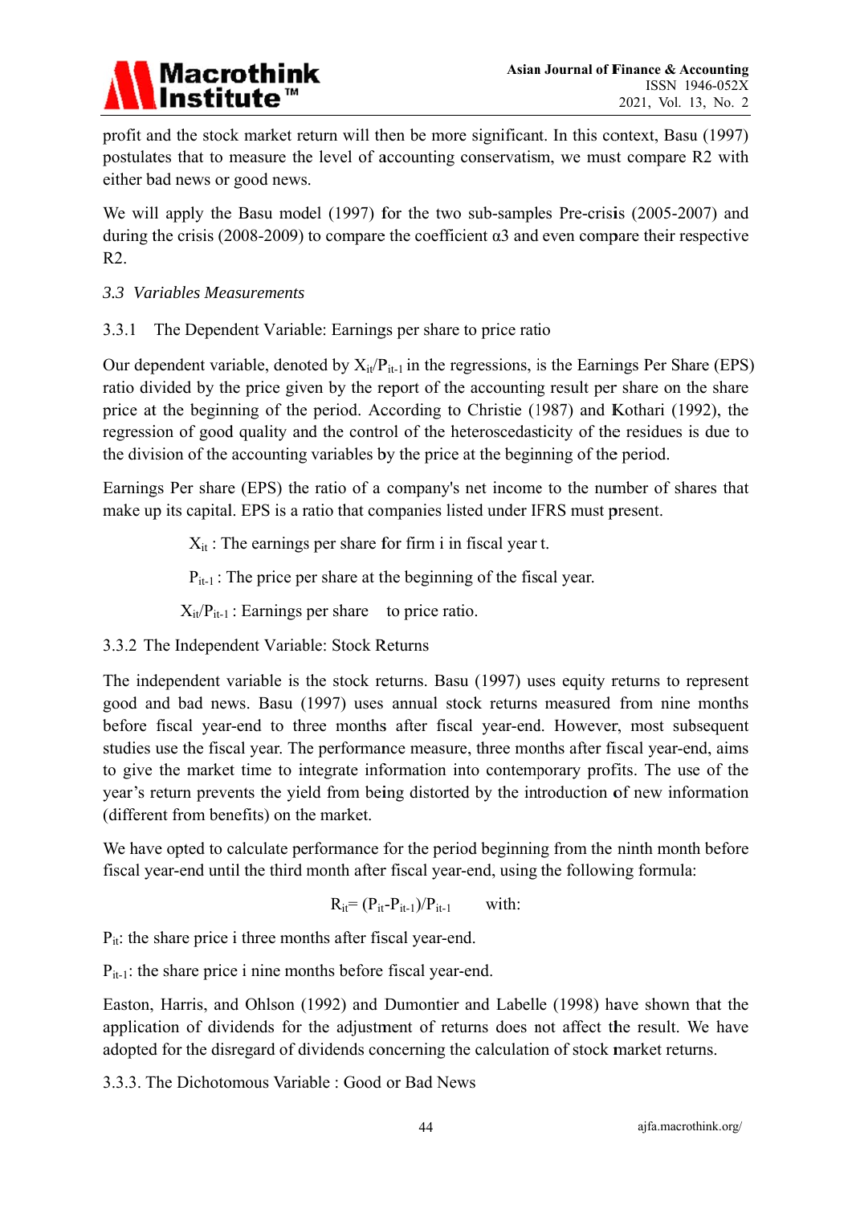profit and the stock market return will then be more significant. In this context, Basu (1997) postulates that to measure the level of accounting conservatism, we must compare R2 with either bad news or good news.

We will apply the Basu model (1997) for the two sub-samples Pre-crisis (2005-2007) and during the crisis (2008-2009) to compare the coefficient $\alpha 3$ and even compare their respective R2.

### *3.3 Variables Measurements*

#### 3.3.1 The Dependent Variable: Earnings per share to price ratio

Our dependent variable, denoted by $X_{it}/P_{it-1}$ in the regressions, is the Earnings Per Share (EPS) ratio divided by the price given by the report of the accounting result per share on the share price at the beginning of the period. According to Christie (1987) and Kothari (1992), the regression of good quality and the control of the heteroscedasticity of the residues is due to the division of the accounting variables by the price at the beginning of the period.

Earnings Per share (EPS) the ratio of a company's net income to the number of shares that make up its capital. EPS is a ratio that companies listed under IFRS must present.

$X_{it}$ : The earnings per share for firm i in fiscal year t.

$P_{it-1}$ : The price per share at the beginning of the fiscal year.

$X_{it}/P_{it-1}$ : Earnings per share to price ratio.

#### 3.3.2 The Independent Variable: Stock Returns

The independent variable is the stock returns. Basu (1997) uses equity returns to represent good and bad news. Basu (1997) uses annual stock returns measured from nine months before fiscal year-end to three months after fiscal year-end. However, most subsequent studies use the fiscal year. The performance measure, three months after fiscal year-end, aims to give the market time to integrate information into contemporary profits. The use of the year's return prevents the yield from being distorted by the introduction of new information (different from benefits) on the market.

We have opted to calculate performance for the period beginning from the ninth month before fiscal year-end until the third month after fiscal year-end, using the following formula:

$$R_{it}= (P_{it}-P_{it-1})/P_{it-1} \quad \text{with:}$$

$P_{it}$: the share price i three months after fiscal year-end.

$P_{it-1}$: the share price i nine months before fiscal year-end.

Easton, Harris, and Ohlson (1992) and Dumontier and Labelle (1998) have shown that the application of dividends for the adjustment of returns does not affect the result. We have adopted for the disregard of dividends concerning the calculation of stock market returns.

#### 3.3.3. The Dichotomous Variable : Good or Bad News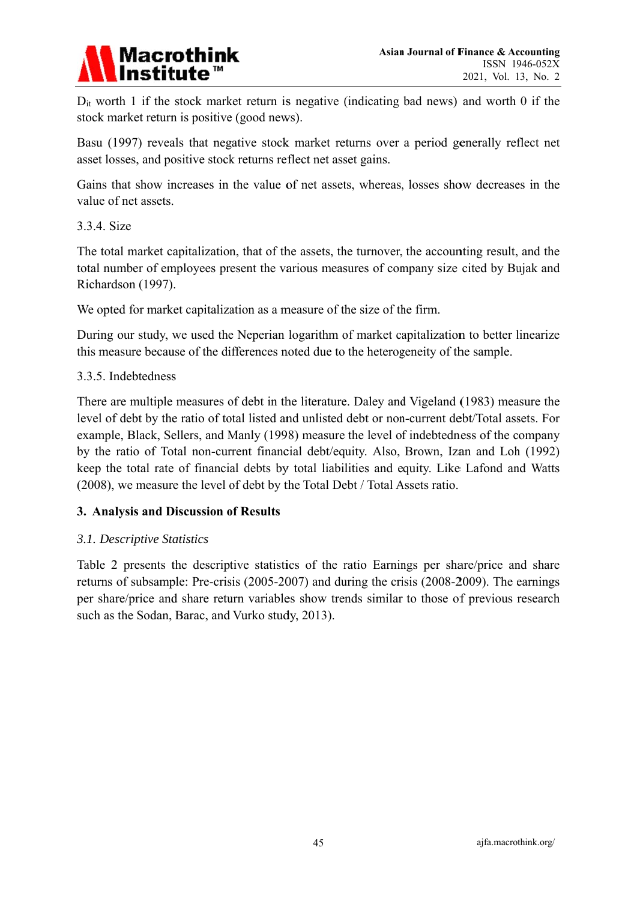$D_{it}$ worth 1 if the stock market return is negative (indicating bad news) and worth 0 if the stock market return is positive (good news).

Basu (1997) reveals that negative stock market returns over a period generally reflect net asset losses, and positive stock returns reflect net asset gains.

Gains that show increases in the value of net assets, whereas, losses show decreases in the value of net assets.

3.3.4. Size

The total market capitalization, that of the assets, the turnover, the accounting result, and the total number of employees present the various measures of company size cited by Bujak and Richardson (1997).

We opted for market capitalization as a measure of the size of the firm.

During our study, we used the Neperian logarithm of market capitalization to better linearize this measure because of the differences noted due to the heterogeneity of the sample.

3.3.5. Indebtedness

There are multiple measures of debt in the literature. Daley and Vigeland (1983) measure the level of debt by the ratio of total listed and unlisted debt or non-current debt/Total assets. For example, Black, Sellers, and Manly (1998) measure the level of indebtedness of the company by the ratio of Total non-current financial debt/equity. Also, Brown, Izan and Loh (1992) keep the total rate of financial debts by total liabilities and equity. Like Lafond and Watts (2008), we measure the level of debt by the Total Debt / Total Assets ratio.

## 3. Analysis and Discussion of Results

### *3.1. Descriptive Statistics*

Table 2 presents the descriptive statistics of the ratio Earnings per share/price and share returns of subsample: Pre-crisis (2005-2007) and during the crisis (2008-2009). The earnings per share/price and share return variables show trends similar to those of previous research such as the Sodan, Barac, and Vurko study, 2013).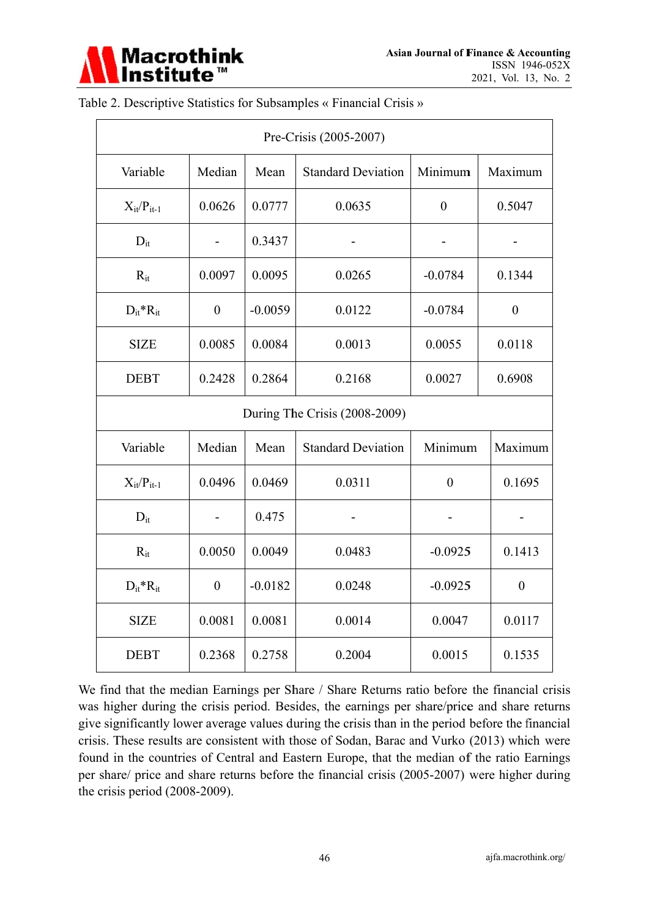Table 2. Descriptive Statistics for Subsamples « Financial Crisis »

| Pre-Crisis (2005-2007) | | | | | |
|---|---|---|---|---|---|
| Variable | Median | Mean | Standard Deviation | Minimum | Maximum |
| $X_{it}/P_{it-1}$ | 0.0626 | 0.0777 | 0.0635 | 0 | 0.5047 |
| $D_{it}$ | - | 0.3437 | - | - | - |
| $R_{it}$ | 0.0097 | 0.0095 | 0.0265 | -0.0784 | 0.1344 |
| $D_{it}*R_{it}$ | 0 | -0.0059 | 0.0122 | -0.0784 | 0 |
| SIZE | 0.0085 | 0.0084 | 0.0013 | 0.0055 | 0.0118 |
| DEBT | 0.2428 | 0.2864 | 0.2168 | 0.0027 | 0.6908 |
| **During The Crisis (2008-2009)** | | | | | |
| Variable | Median | Mean | Standard Deviation | Minimum | Maximum |
| $X_{it}/P_{it-1}$ | 0.0496 | 0.0469 | 0.0311 | 0 | 0.1695 |
| $D_{it}$ | - | 0.475 | - | - | - |
| $R_{it}$ | 0.0050 | 0.0049 | 0.0483 | -0.0925 | 0.1413 |
| $D_{it}*R_{it}$ | 0 | -0.0182 | 0.0248 | -0.0925 | 0 |
| SIZE | 0.0081 | 0.0081 | 0.0014 | 0.0047 | 0.0117 |
| DEBT | 0.2368 | 0.2758 | 0.2004 | 0.0015 | 0.1535 |

We find that the median Earnings per Share / Share Returns ratio before the financial crisis was higher during the crisis period. Besides, the earnings per share/price and share returns give significantly lower average values during the crisis than in the period before the financial crisis. These results are consistent with those of Sodan, Barac and Vurko (2013) which were found in the countries of Central and Eastern Europe, that the median of the ratio Earnings per share/ price and share returns before the financial crisis (2005-2007) were higher during the crisis period (2008-2009).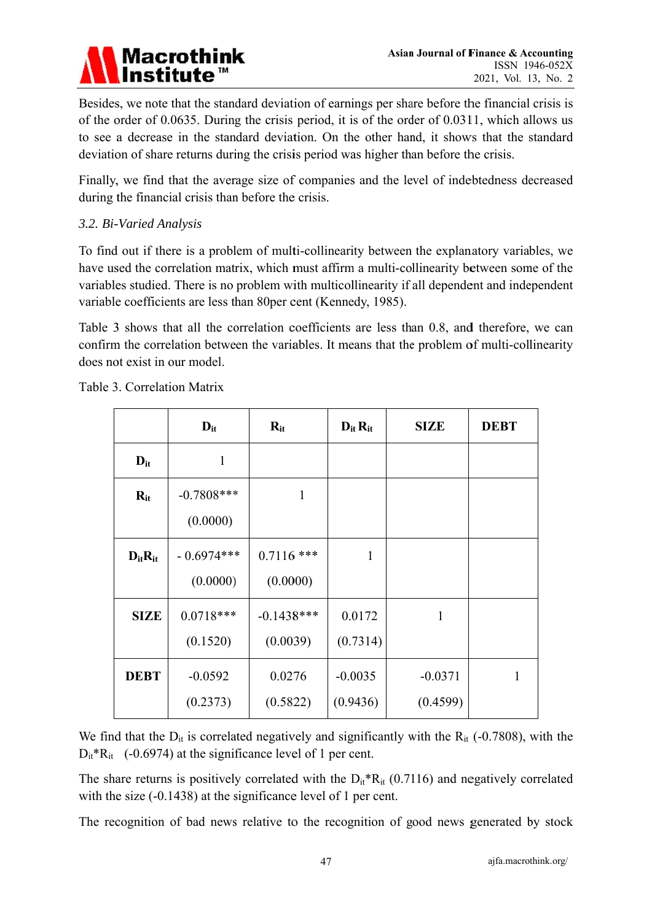Besides, we note that the standard deviation of earnings per share before the financial crisis is of the order of 0.0635. During the crisis period, it is of the order of 0.0311, which allows us to see a decrease in the standard deviation. On the other hand, it shows that the standard deviation of share returns during the crisis period was higher than before the crisis.

Finally, we find that the average size of companies and the level of indebtedness decreased during the financial crisis than before the crisis.

*3.2. Bi-Varied Analysis*

To find out if there is a problem of multi-collinearity between the explanatory variables, we have used the correlation matrix, which must affirm a multi-collinearity between some of the variables studied. There is no problem with multicollinearity if all dependent and independent variable coefficients are less than 80per cent (Kennedy, 1985).

Table 3 shows that all the correlation coefficients are less than 0.8, and therefore, we can confirm the correlation between the variables. It means that the problem of multi-collinearity does not exist in our model.

Table 3. Correlation Matrix

| | $D_{it}$ | $R_{it}$ | $D_{it}\,R_{it}$ | SIZE | DEBT |
|---|---|---|---|---|---|
| $D_{it}$ | 1 | | | | |
| $R_{it}$ | -0.7808*** (0.0000) | 1 | | | |
| $D_{it}R_{it}$ | - 0.6974*** (0.0000) | 0.7116 *** (0.0000) | 1 | | |
| SIZE | 0.0718*** (0.1520) | -0.1438*** (0.0039) | 0.0172 (0.7314) | 1 | |
| DEBT | -0.0592 (0.2373) | 0.0276 (0.5822) | -0.0035 (0.9436) | -0.0371 (0.4599) | 1 |

We find that the $D_{it}$ is correlated negatively and significantly with the $R_{it}$ (-0.7808), with the $D_{it}*R_{it}$ (-0.6974) at the significance level of 1 per cent.

The share returns is positively correlated with the $D_{it}*R_{it}$ (0.7116) and negatively correlated with the size (-0.1438) at the significance level of 1 per cent.

The recognition of bad news relative to the recognition of good news generated by stock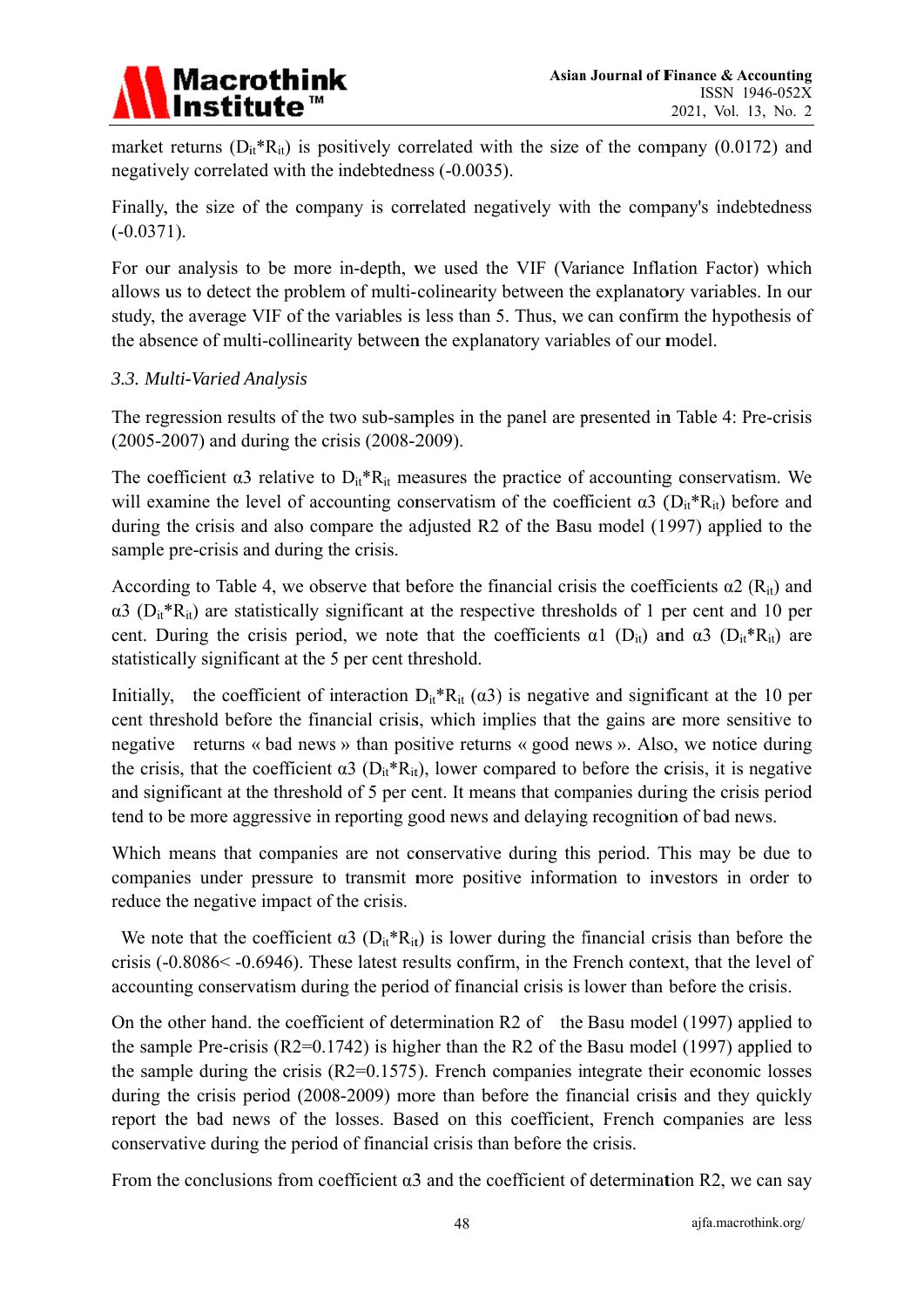market returns ($D_{it}*R_{it}$) is positively correlated with the size of the company (0.0172) and negatively correlated with the indebtedness (-0.0035).

Finally, the size of the company is correlated negatively with the company's indebtedness (-0.0371).

For our analysis to be more in-depth, we used the VIF (Variance Inflation Factor) which allows us to detect the problem of multi-colinearity between the explanatory variables. In our study, the average VIF of the variables is less than 5. Thus, we can confirm the hypothesis of the absence of multi-collinearity between the explanatory variables of our model.

### *3.3. Multi-Varied Analysis*

The regression results of the two sub-samples in the panel are presented in Table 4: Pre-crisis (2005-2007) and during the crisis (2008-2009).

The coefficient $\alpha3$ relative to $D_{it}*R_{it}$ measures the practice of accounting conservatism. We will examine the level of accounting conservatism of the coefficient $\alpha3$ ($D_{it}*R_{it}$) before and during the crisis and also compare the adjusted R2 of the Basu model (1997) applied to the sample pre-crisis and during the crisis.

According to Table 4, we observe that before the financial crisis the coefficients $\alpha2$ ($R_{it}$) and $\alpha3$ ($D_{it}*R_{it}$) are statistically significant at the respective thresholds of 1 per cent and 10 per cent. During the crisis period, we note that the coefficients $\alpha1$ ($D_{it}$) and $\alpha3$ ($D_{it}*R_{it}$) are statistically significant at the 5 per cent threshold.

Initially, the coefficient of interaction $D_{it}*R_{it}$ ($\alpha3$) is negative and significant at the 10 per cent threshold before the financial crisis, which implies that the gains are more sensitive to negative returns « bad news » than positive returns « good news ». Also, we notice during the crisis, that the coefficient $\alpha3$ ($D_{it}*R_{it}$), lower compared to before the crisis, it is negative and significant at the threshold of 5 per cent. It means that companies during the crisis period tend to be more aggressive in reporting good news and delaying recognition of bad news.

Which means that companies are not conservative during this period. This may be due to companies under pressure to transmit more positive information to investors in order to reduce the negative impact of the crisis.

We note that the coefficient $\alpha3$ ($D_{it}*R_{it}$) is lower during the financial crisis than before the crisis ($-0.8086 < -0.6946$). These latest results confirm, in the French context, that the level of accounting conservatism during the period of financial crisis is lower than before the crisis.

On the other hand. the coefficient of determination R2 of the Basu model (1997) applied to the sample Pre-crisis (R2=0.1742) is higher than the R2 of the Basu model (1997) applied to the sample during the crisis (R2=0.1575). French companies integrate their economic losses during the crisis period (2008-2009) more than before the financial crisis and they quickly report the bad news of the losses. Based on this coefficient, French companies are less conservative during the period of financial crisis than before the crisis.

From the conclusions from coefficient $\alpha3$ and the coefficient of determination R2, we can say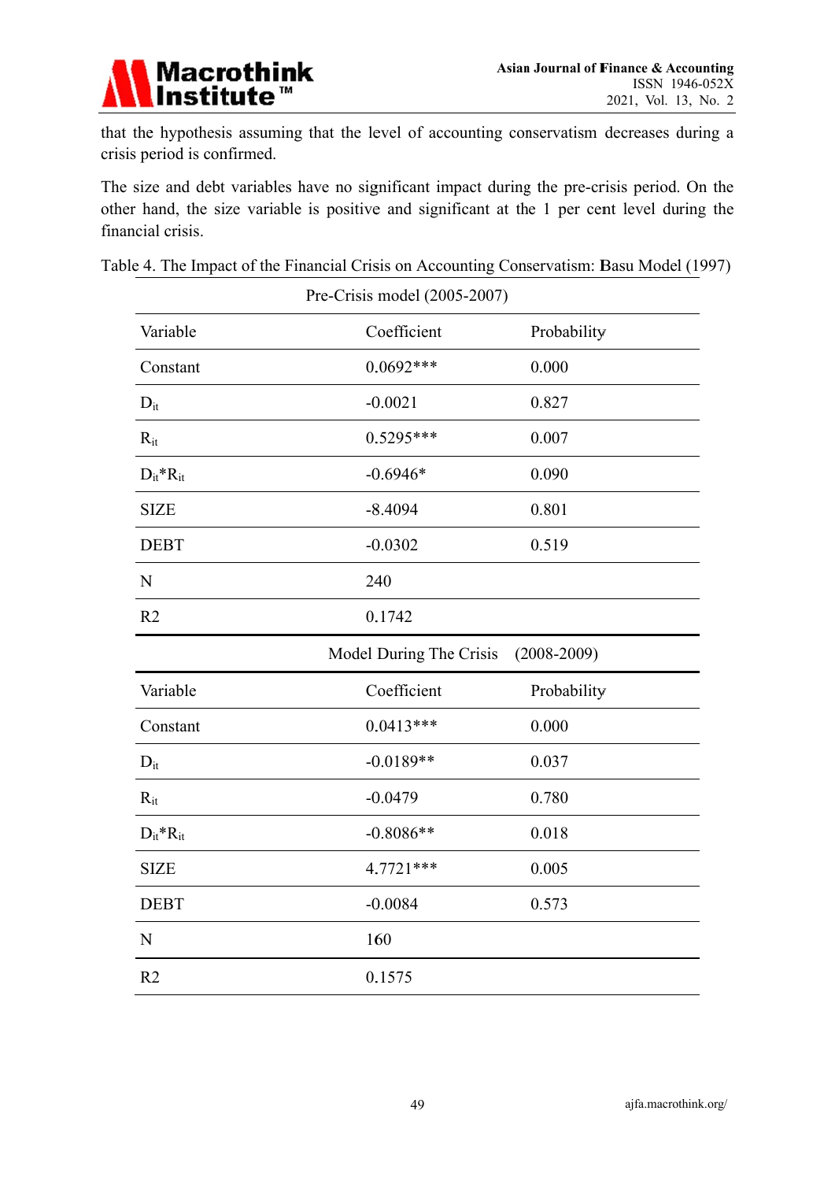that the hypothesis assuming that the level of accounting conservatism decreases during a crisis period is confirmed.

The size and debt variables have no significant impact during the pre-crisis period. On the other hand, the size variable is positive and significant at the 1 per cent level during the financial crisis.

Table 4. The Impact of the Financial Crisis on Accounting Conservatism: Basu Model (1997)

| Pre-Crisis model (2005-2007) | | |
|---|---|---|
| Variable | Coefficient | Probability |
| Constant | 0.0692*** | 0.000 |
| $D_{it}$ | -0.0021 | 0.827 |
| $R_{it}$ | 0.5295*** | 0.007 |
| $D_{it}$*$R_{it}$ | -0.6946* | 0.090 |
| SIZE | -8.4094 | 0.801 |
| DEBT | -0.0302 | 0.519 |
| N | 240 | |
| R2 | 0.1742 | |
| **Model During The Crisis (2008-2009)** | | |
| Variable | Coefficient | Probability |
| Constant | 0.0413*** | 0.000 |
| $D_{it}$ | -0.0189** | 0.037 |
| $R_{it}$ | -0.0479 | 0.780 |
| $D_{it}$*$R_{it}$ | -0.8086** | 0.018 |
| SIZE | 4.7721*** | 0.005 |
| DEBT | -0.0084 | 0.573 |
| N | 160 | |
| R2 | 0.1575 | |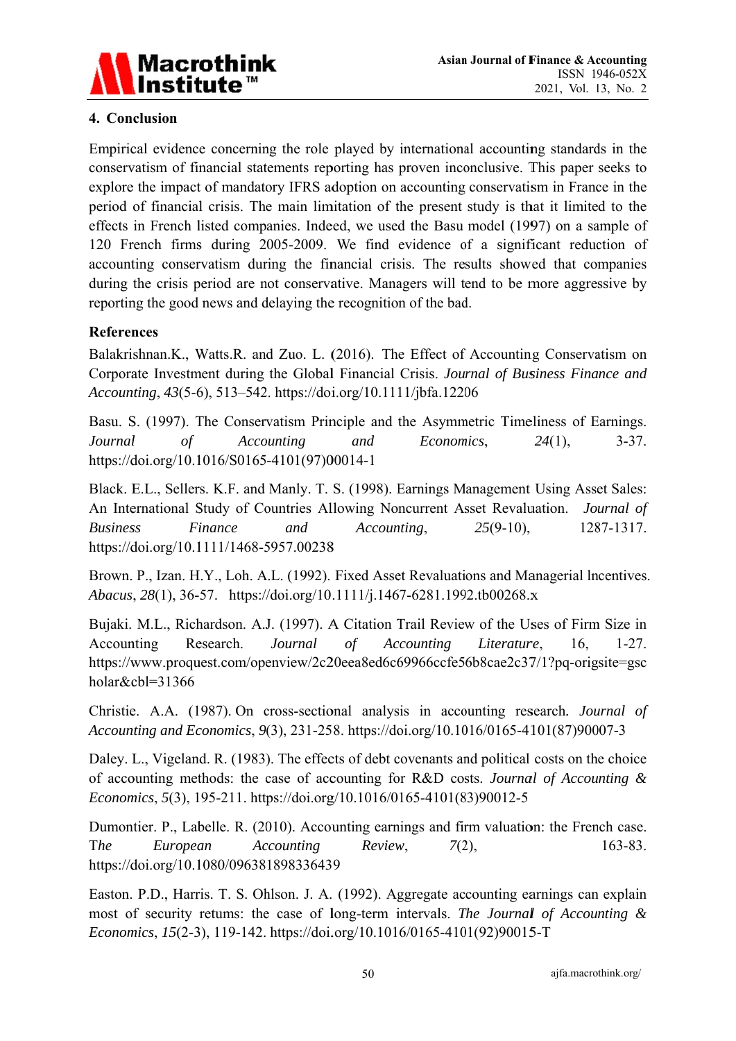## 4. Conclusion

Empirical evidence concerning the role played by international accounting standards in the conservatism of financial statements reporting has proven inconclusive. This paper seeks to explore the impact of mandatory IFRS adoption on accounting conservatism in France in the period of financial crisis. The main limitation of the present study is that it limited to the effects in French listed companies. Indeed, we used the Basu model (1997) on a sample of 120 French firms during 2005-2009. We find evidence of a significant reduction of accounting conservatism during the financial crisis. The results showed that companies during the crisis period are not conservative. Managers will tend to be more aggressive by reporting the good news and delaying the recognition of the bad.

## References

Balakrishnan.K., Watts.R. and Zuo. L. (2016). The Effect of Accounting Conservatism on Corporate Investment during the Global Financial Crisis. *Journal of Business Finance and Accounting*, *43*(5-6), 513–542. https://doi.org/10.1111/jbfa.12206

Basu. S. (1997). The Conservatism Principle and the Asymmetric Timeliness of Earnings. *Journal of Accounting and Economics*, *24*(1), 3-37. https://doi.org/10.1016/S0165-4101(97)00014-1

Black. E.L., Sellers. K.F. and Manly. T. S. (1998). Earnings Management Using Asset Sales: An International Study of Countries Allowing Noncurrent Asset Revaluation. *Journal of Business Finance and Accounting*, *25*(9-10), 1287-1317. https://doi.org/10.1111/1468-5957.00238

Brown. P., Izan. H.Y., Loh. A.L. (1992). Fixed Asset Revaluations and Managerial lncentives. *Abacus*, *28*(1), 36-57. https://doi.org/10.1111/j.1467-6281.1992.tb00268.x

Bujaki. M.L., Richardson. A.J. (1997). A Citation Trail Review of the Uses of Firm Size in Accounting Research. *Journal of Accounting Literature*, 16, 1-27. https://www.proquest.com/openview/2c20eea8ed6c69966ccfe56b8cae2c37/1?pq-origsite=gscholar&cbl=31366

Christie. A.A. (1987). On cross-sectional analysis in accounting research. *Journal of Accounting and Economics*, *9*(3), 231-258. https://doi.org/10.1016/0165-4101(87)90007-3

Daley. L., Vigeland. R. (1983). The effects of debt covenants and political costs on the choice of accounting methods: the case of accounting for R&D costs. *Journal of Accounting & Economics*, *5*(3), 195-211. https://doi.org/10.1016/0165-4101(83)90012-5

Dumontier. P., Labelle. R. (2010). Accounting earnings and firm valuation: the French case. *The European Accounting Review*, *7*(2), 163-83. https://doi.org/10.1080/096381898336439

Easton. P.D., Harris. T. S. Ohlson. J. A. (1992). Aggregate accounting earnings can explain most of security retums: the case of long-term intervals. *The Journal of Accounting & Economics*, *15*(2-3), 119-142. https://doi.org/10.1016/0165-4101(92)90015-T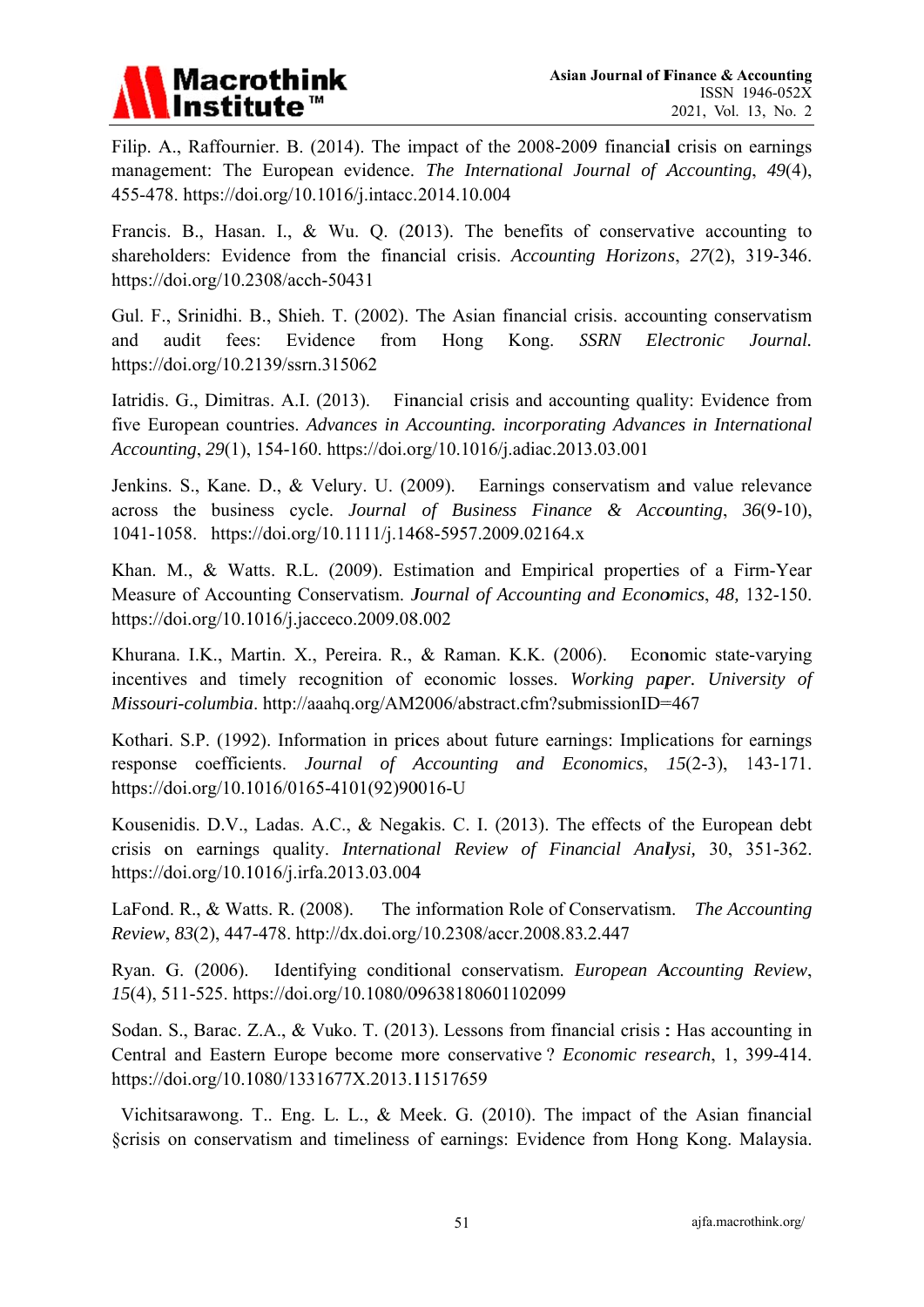Filip. A., Raffournier. B. (2014). The impact of the 2008-2009 financial crisis on earnings management: The European evidence. *The International Journal of Accounting*, *49*(4), 455-478. https://doi.org/10.1016/j.intacc.2014.10.004

Francis. B., Hasan. I., & Wu. Q. (2013). The benefits of conservative accounting to shareholders: Evidence from the financial crisis. *Accounting Horizons*, *27*(2), 319-346. https://doi.org/10.2308/acch-50431

Gul. F., Srinidhi. B., Shieh. T. (2002). The Asian financial crisis. accounting conservatism and audit fees: Evidence from Hong Kong. *SSRN Electronic Journal.* https://doi.org/10.2139/ssrn.315062

Iatridis. G., Dimitras. A.I. (2013). Financial crisis and accounting quality: Evidence from five European countries. *Advances in Accounting. incorporating Advances in International Accounting*, *29*(1), 154-160. https://doi.org/10.1016/j.adiac.2013.03.001

Jenkins. S., Kane. D., & Velury. U. (2009). Earnings conservatism and value relevance across the business cycle. *Journal of Business Finance & Accounting*, *36*(9-10), 1041-1058. https://doi.org/10.1111/j.1468-5957.2009.02164.x

Khan. M., & Watts. R.L. (2009). Estimation and Empirical properties of a Firm-Year Measure of Accounting Conservatism. *Journal of Accounting and Economics*, *48,* 132-150. https://doi.org/10.1016/j.jacceco.2009.08.002

Khurana. I.K., Martin. X., Pereira. R., & Raman. K.K. (2006). Economic state-varying incentives and timely recognition of economic losses. *Working paper. University of Missouri-columbia*. http://aaahq.org/AM2006/abstract.cfm?submissionID=467

Kothari. S.P. (1992). Information in prices about future earnings: Implications for earnings response coefficients. *Journal of Accounting and Economics*, *15*(2-3), 143-171. https://doi.org/10.1016/0165-4101(92)90016-U

Kousenidis. D.V., Ladas. A.C., & Negakis. C. I. (2013). The effects of the European debt crisis on earnings quality. *International Review of Financial Analysi*, 30, 351-362. https://doi.org/10.1016/j.irfa.2013.03.004

LaFond. R., & Watts. R. (2008). The information Role of Conservatism. *The Accounting Review*, *83*(2), 447-478. http://dx.doi.org/10.2308/accr.2008.83.2.447

Ryan. G. (2006). Identifying conditional conservatism. *European Accounting Review*, *15*(4), 511-525. https://doi.org/10.1080/09638180601102099

Sodan. S., Barac. Z.A., & Vuko. T. (2013). Lessons from financial crisis : Has accounting in Central and Eastern Europe become more conservative ? *Economic research*, 1, 399-414. https://doi.org/10.1080/1331677X.2013.11517659

Vichitsarawong. T.. Eng. L. L., & Meek. G. (2010). The impact of the Asian financial §crisis on conservatism and timeliness of earnings: Evidence from Hong Kong. Malaysia.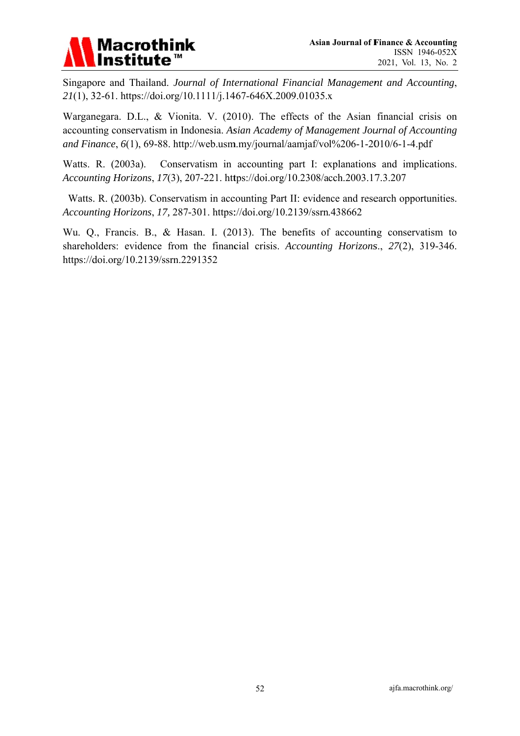Singapore and Thailand. *Journal of International Financial Management and Accounting*, *21*(1), 32-61. https://doi.org/10.1111/j.1467-646X.2009.01035.x

Warganegara. D.L., & Vionita. V. (2010). The effects of the Asian financial crisis on accounting conservatism in Indonesia. *Asian Academy of Management Journal of Accounting and Finance*, *6*(1), 69-88. http://web.usm.my/journal/aamjaf/vol%206-1-2010/6-1-4.pdf

Watts. R. (2003a). Conservatism in accounting part I: explanations and implications. *Accounting Horizons*, *17*(3), 207-221. https://doi.org/10.2308/acch.2003.17.3.207

Watts. R. (2003b). Conservatism in accounting Part II: evidence and research opportunities. *Accounting Horizons*, *17,* 287-301. https://doi.org/10.2139/ssrn.438662

Wu. Q., Francis. B., & Hasan. I. (2013). The benefits of accounting conservatism to shareholders: evidence from the financial crisis. *Accounting Horizons*., *27*(2), 319-346. https://doi.org/10.2139/ssrn.2291352